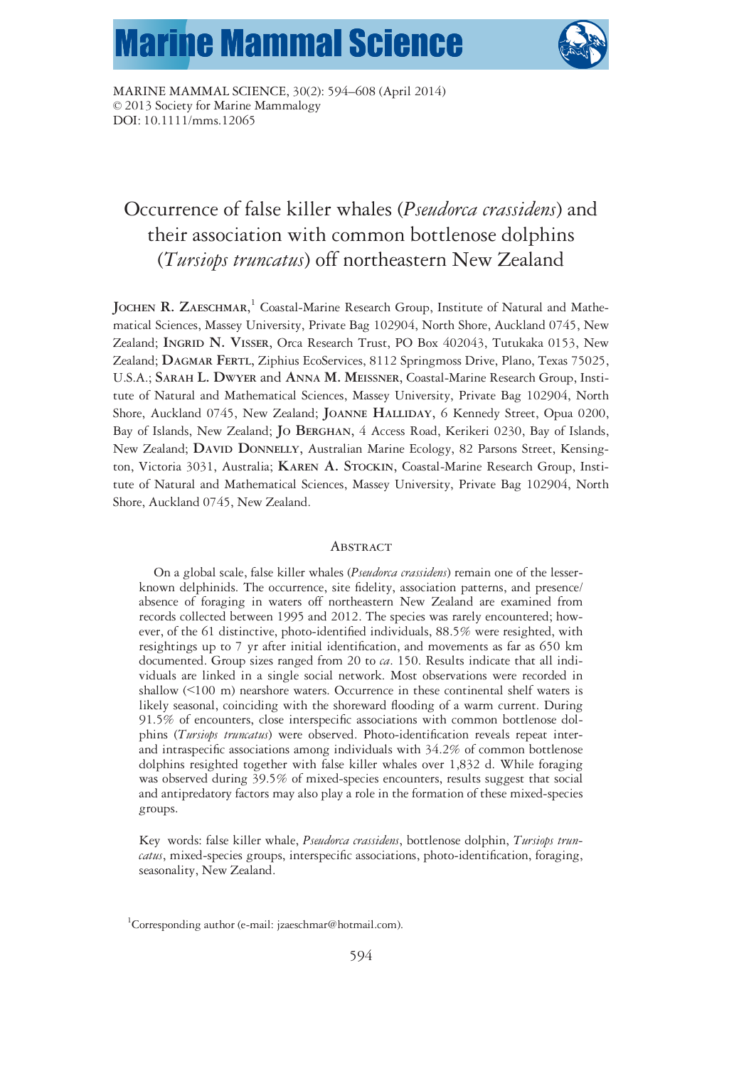# Occurrence of false killer whales (*Pseudorca crassidens*) and their association with common bottlenose dolphins (*Tursiops truncatus*) off northeastern New Zealand

**Jochen R. Zaeschmar**,[1] Coastal-Marine Research Group, Institute of Natural and Mathematical Sciences, Massey University, Private Bag 102904, North Shore, Auckland 0745, New Zealand; **Ingrid N. Visser**, Orca Research Trust, PO Box 402043, Tutukaka 0153, New Zealand; **Dagmar Fertl**, Ziphius EcoServices, 8112 Springmoss Drive, Plano, Texas 75025, U.S.A.; **Sarah L. Dwyer** and **Anna M. Meissner**, Coastal-Marine Research Group, Institute of Natural and Mathematical Sciences, Massey University, Private Bag 102904, North Shore, Auckland 0745, New Zealand; **Joanne Halliday**, 6 Kennedy Street, Opua 0200, Bay of Islands, New Zealand; **Jo Berghan**, 4 Access Road, Kerikeri 0230, Bay of Islands, New Zealand; **David Donnelly**, Australian Marine Ecology, 82 Parsons Street, Kensington, Victoria 3031, Australia; **Karen A. Stockin**, Coastal-Marine Research Group, Institute of Natural and Mathematical Sciences, Massey University, Private Bag 102904, North Shore, Auckland 0745, New Zealand.

## Abstract

On a global scale, false killer whales (*Pseudorca crassidens*) remain one of the lesser-known delphinids. The occurrence, site fidelity, association patterns, and presence/absence of foraging in waters off northeastern New Zealand are examined from records collected between 1995 and 2012. The species was rarely encountered; however, of the 61 distinctive, photo-identified individuals, 88.5% were resighted, with resightings up to 7 yr after initial identification, and movements as far as 650 km documented. Group sizes ranged from 20 to *ca*. 150. Results indicate that all individuals are linked in a single social network. Most observations were recorded in shallow (<100 m) nearshore waters. Occurrence in these continental shelf waters is likely seasonal, coinciding with the shoreward flooding of a warm current. During 91.5% of encounters, close interspecific associations with common bottlenose dolphins (*Tursiops truncatus*) were observed. Photo-identification reveals repeat inter- and intraspecific associations among individuals with 34.2% of common bottlenose dolphins resighted together with false killer whales over 1,832 d. While foraging was observed during 39.5% of mixed-species encounters, results suggest that social and antipredatory factors may also play a role in the formation of these mixed-species groups.

Key words: false killer whale, *Pseudorca crassidens*, bottlenose dolphin, *Tursiops truncatus*, mixed-species groups, interspecific associations, photo-identification, foraging, seasonality, New Zealand.

[1]Corresponding author (e-mail: jzaeschmar@hotmail.com).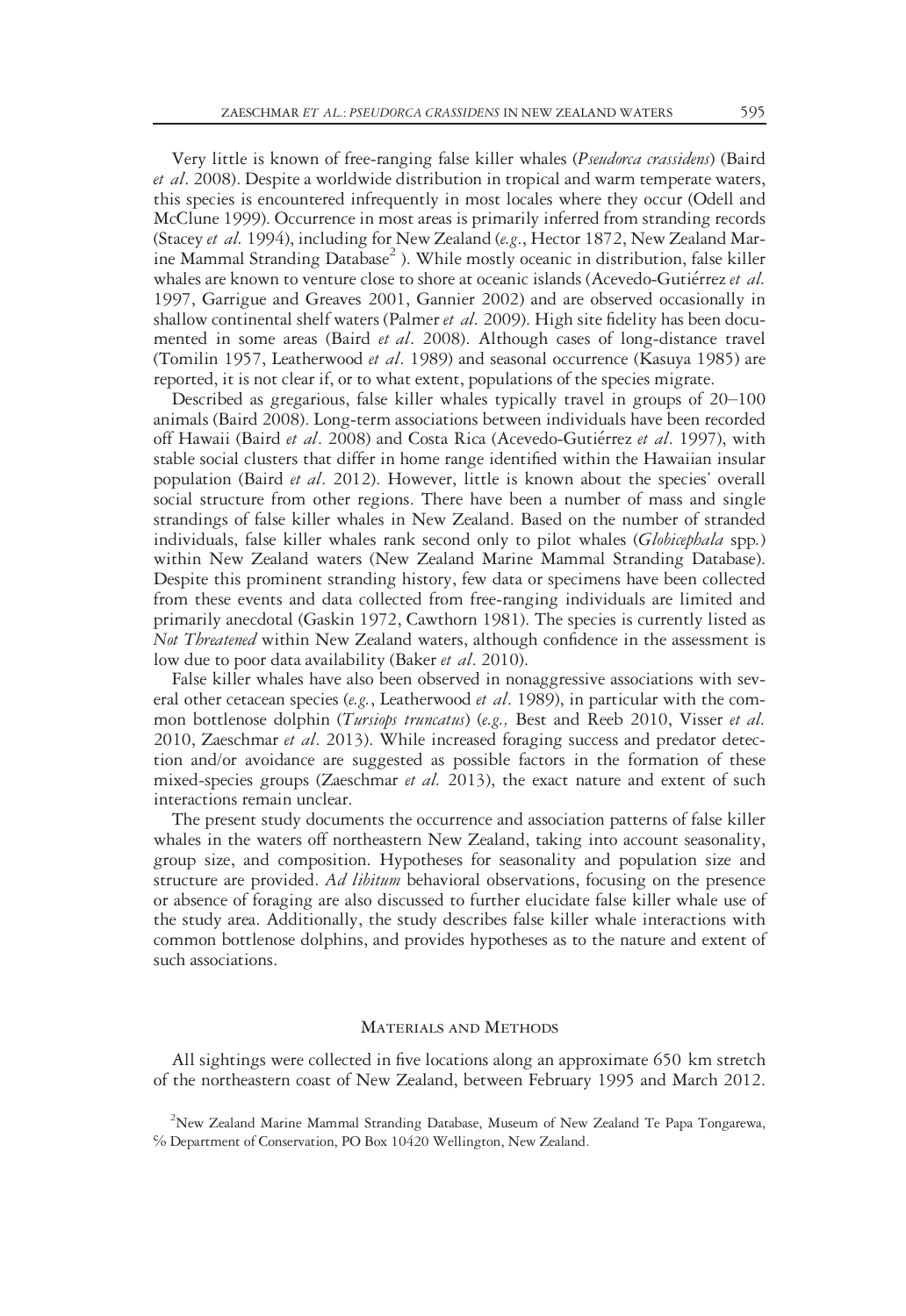Very little is known of free-ranging false killer whales (*Pseudorca crassidens*) (Baird *et al*. 2008). Despite a worldwide distribution in tropical and warm temperate waters, this species is encountered infrequently in most locales where they occur (Odell and McClune 1999). Occurrence in most areas is primarily inferred from stranding records (Stacey *et al.* 1994), including for New Zealand (*e.g.*, Hector 1872, New Zealand Marine Mammal Stranding Database[2] ). While mostly oceanic in distribution, false killer whales are known to venture close to shore at oceanic islands (Acevedo-Gutiérrez *et al.* 1997, Garrigue and Greaves 2001, Gannier 2002) and are observed occasionally in shallow continental shelf waters (Palmer *et al.* 2009). High site fidelity has been documented in some areas (Baird *et al*. 2008). Although cases of long-distance travel (Tomilin 1957, Leatherwood *et al*. 1989) and seasonal occurrence (Kasuya 1985) are reported, it is not clear if, or to what extent, populations of the species migrate.

Described as gregarious, false killer whales typically travel in groups of 20–100 animals (Baird 2008). Long-term associations between individuals have been recorded off Hawaii (Baird *et al*. 2008) and Costa Rica (Acevedo-Gutiérrez *et al*. 1997), with stable social clusters that differ in home range identified within the Hawaiian insular population (Baird *et al*. 2012). However, little is known about the species' overall social structure from other regions. There have been a number of mass and single strandings of false killer whales in New Zealand. Based on the number of stranded individuals, false killer whales rank second only to pilot whales (*Globicephala* spp.) within New Zealand waters (New Zealand Marine Mammal Stranding Database). Despite this prominent stranding history, few data or specimens have been collected from these events and data collected from free-ranging individuals are limited and primarily anecdotal (Gaskin 1972, Cawthorn 1981). The species is currently listed as *Not Threatened* within New Zealand waters, although confidence in the assessment is low due to poor data availability (Baker *et al*. 2010).

False killer whales have also been observed in nonaggressive associations with several other cetacean species (*e.g.*, Leatherwood *et al*. 1989), in particular with the common bottlenose dolphin (*Tursiops truncatus*) (*e.g.,* Best and Reeb 2010, Visser *et al.* 2010, Zaeschmar *et al*. 2013). While increased foraging success and predator detection and/or avoidance are suggested as possible factors in the formation of these mixed-species groups (Zaeschmar *et al.* 2013), the exact nature and extent of such interactions remain unclear.

The present study documents the occurrence and association patterns of false killer whales in the waters off northeastern New Zealand, taking into account seasonality, group size, and composition. Hypotheses for seasonality and population size and structure are provided. *Ad libitum* behavioral observations, focusing on the presence or absence of foraging are also discussed to further elucidate false killer whale use of the study area. Additionally, the study describes false killer whale interactions with common bottlenose dolphins, and provides hypotheses as to the nature and extent of such associations.

## Materials and Methods

All sightings were collected in five locations along an approximate 650 km stretch of the northeastern coast of New Zealand, between February 1995 and March 2012.

[2]New Zealand Marine Mammal Stranding Database, Museum of New Zealand Te Papa Tongarewa, % Department of Conservation, PO Box 10420 Wellington, New Zealand.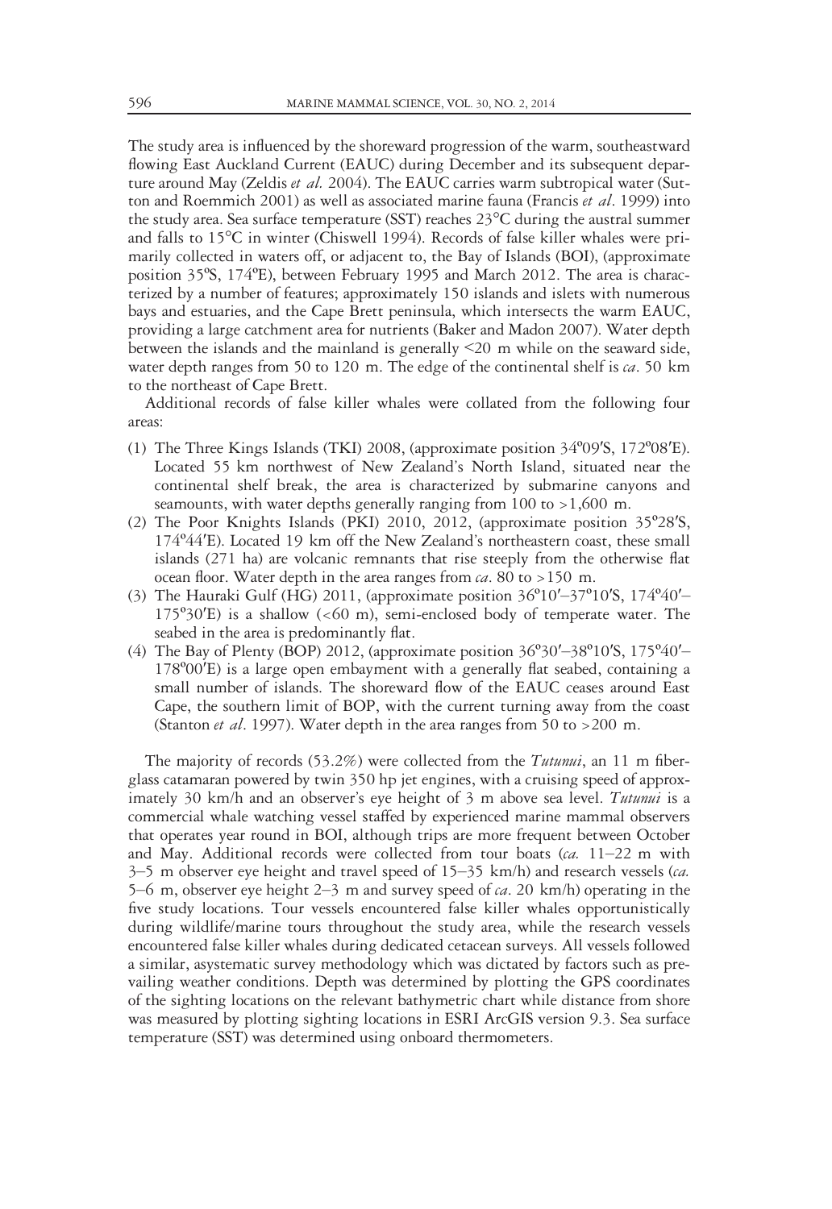The study area is influenced by the shoreward progression of the warm, southeastward flowing East Auckland Current (EAUC) during December and its subsequent departure around May (Zeldis *et al.* 2004). The EAUC carries warm subtropical water (Sutton and Roemmich 2001) as well as associated marine fauna (Francis *et al*. 1999) into the study area. Sea surface temperature (SST) reaches 23°C during the austral summer and falls to 15°C in winter (Chiswell 1994). Records of false killer whales were primarily collected in waters off, or adjacent to, the Bay of Islands (BOI), (approximate position 35ºS, 174ºE), between February 1995 and March 2012. The area is characterized by a number of features; approximately 150 islands and islets with numerous bays and estuaries, and the Cape Brett peninsula, which intersects the warm EAUC, providing a large catchment area for nutrients (Baker and Madon 2007). Water depth between the islands and the mainland is generally <20 m while on the seaward side, water depth ranges from 50 to 120 m. The edge of the continental shelf is *ca*. 50 km to the northeast of Cape Brett.

Additional records of false killer whales were collated from the following four areas:

(1) The Three Kings Islands (TKI) 2008, (approximate position 34º09′S, 172º08′E). Located 55 km northwest of New Zealand's North Island, situated near the continental shelf break, the area is characterized by submarine canyons and seamounts, with water depths generally ranging from 100 to >1,600 m.
(2) The Poor Knights Islands (PKI) 2010, 2012, (approximate position 35º28′S, 174º44′E). Located 19 km off the New Zealand's northeastern coast, these small islands (271 ha) are volcanic remnants that rise steeply from the otherwise flat ocean floor. Water depth in the area ranges from *ca*. 80 to >150 m.
(3) The Hauraki Gulf (HG) 2011, (approximate position 36º10′–37º10′S, 174º40′–175º30′E) is a shallow (<60 m), semi-enclosed body of temperate water. The seabed in the area is predominantly flat.
(4) The Bay of Plenty (BOP) 2012, (approximate position 36º30′–38º10′S, 175º40′–178º00′E) is a large open embayment with a generally flat seabed, containing a small number of islands. The shoreward flow of the EAUC ceases around East Cape, the southern limit of BOP, with the current turning away from the coast (Stanton *et al*. 1997). Water depth in the area ranges from 50 to >200 m.

The majority of records (53.2%) were collected from the *Tutunui*, an 11 m fiberglass catamaran powered by twin 350 hp jet engines, with a cruising speed of approximately 30 km/h and an observer's eye height of 3 m above sea level. *Tutunui* is a commercial whale watching vessel staffed by experienced marine mammal observers that operates year round in BOI, although trips are more frequent between October and May. Additional records were collected from tour boats (*ca.* 11–22 m with 3–5 m observer eye height and travel speed of 15–35 km/h) and research vessels (*ca.* 5–6 m, observer eye height 2–3 m and survey speed of *ca*. 20 km/h) operating in the five study locations. Tour vessels encountered false killer whales opportunistically during wildlife/marine tours throughout the study area, while the research vessels encountered false killer whales during dedicated cetacean surveys. All vessels followed a similar, asystematic survey methodology which was dictated by factors such as prevailing weather conditions. Depth was determined by plotting the GPS coordinates of the sighting locations on the relevant bathymetric chart while distance from shore was measured by plotting sighting locations in ESRI ArcGIS version 9.3. Sea surface temperature (SST) was determined using onboard thermometers.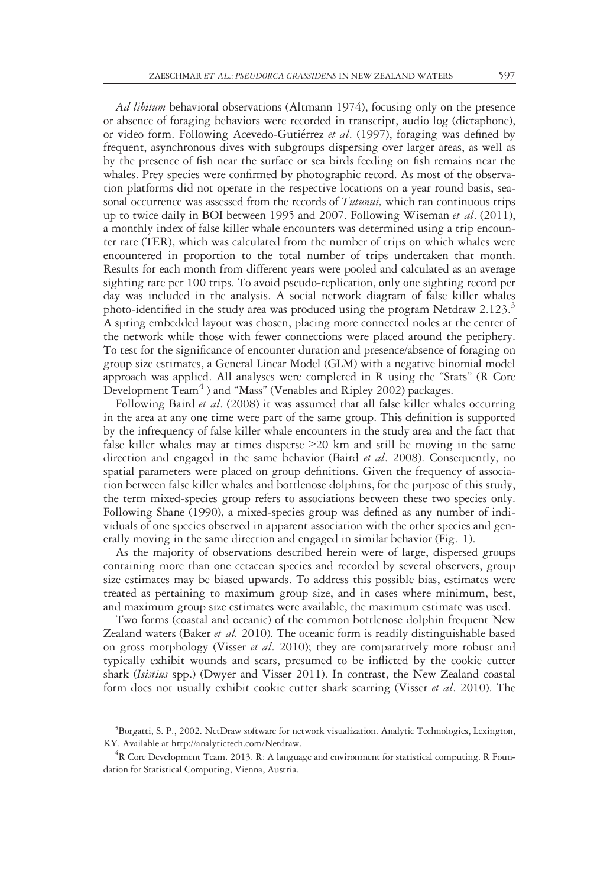*Ad libitum* behavioral observations (Altmann 1974), focusing only on the presence or absence of foraging behaviors were recorded in transcript, audio log (dictaphone), or video form. Following Acevedo-Gutiérrez *et al*. (1997), foraging was defined by frequent, asynchronous dives with subgroups dispersing over larger areas, as well as by the presence of fish near the surface or sea birds feeding on fish remains near the whales. Prey species were confirmed by photographic record. As most of the observation platforms did not operate in the respective locations on a year round basis, seasonal occurrence was assessed from the records of *Tutunui,* which ran continuous trips up to twice daily in BOI between 1995 and 2007. Following Wiseman *et al*. (2011), a monthly index of false killer whale encounters was determined using a trip encounter rate (TER), which was calculated from the number of trips on which whales were encountered in proportion to the total number of trips undertaken that month. Results for each month from different years were pooled and calculated as an average sighting rate per 100 trips. To avoid pseudo-replication, only one sighting record per day was included in the analysis. A social network diagram of false killer whales photo-identified in the study area was produced using the program Netdraw 2.123.[3] A spring embedded layout was chosen, placing more connected nodes at the center of the network while those with fewer connections were placed around the periphery. To test for the significance of encounter duration and presence/absence of foraging on group size estimates, a General Linear Model (GLM) with a negative binomial model approach was applied. All analyses were completed in R using the "Stats" (R Core Development Team[4]) and "Mass" (Venables and Ripley 2002) packages.

Following Baird *et al*. (2008) it was assumed that all false killer whales occurring in the area at any one time were part of the same group. This definition is supported by the infrequency of false killer whale encounters in the study area and the fact that false killer whales may at times disperse >20 km and still be moving in the same direction and engaged in the same behavior (Baird *et al*. 2008). Consequently, no spatial parameters were placed on group definitions. Given the frequency of association between false killer whales and bottlenose dolphins, for the purpose of this study, the term mixed-species group refers to associations between these two species only. Following Shane (1990), a mixed-species group was defined as any number of individuals of one species observed in apparent association with the other species and generally moving in the same direction and engaged in similar behavior (Fig. 1).

As the majority of observations described herein were of large, dispersed groups containing more than one cetacean species and recorded by several observers, group size estimates may be biased upwards. To address this possible bias, estimates were treated as pertaining to maximum group size, and in cases where minimum, best, and maximum group size estimates were available, the maximum estimate was used.

Two forms (coastal and oceanic) of the common bottlenose dolphin frequent New Zealand waters (Baker *et al.* 2010). The oceanic form is readily distinguishable based on gross morphology (Visser *et al*. 2010); they are comparatively more robust and typically exhibit wounds and scars, presumed to be inflicted by the cookie cutter shark (*Isistius* spp.) (Dwyer and Visser 2011). In contrast, the New Zealand coastal form does not usually exhibit cookie cutter shark scarring (Visser *et al*. 2010). The

[3]Borgatti, S. P., 2002. NetDraw software for network visualization. Analytic Technologies, Lexington, KY. Available at http://analytictech.com/Netdraw.

[4]R Core Development Team. 2013. R: A language and environment for statistical computing. R Foundation for Statistical Computing, Vienna, Austria.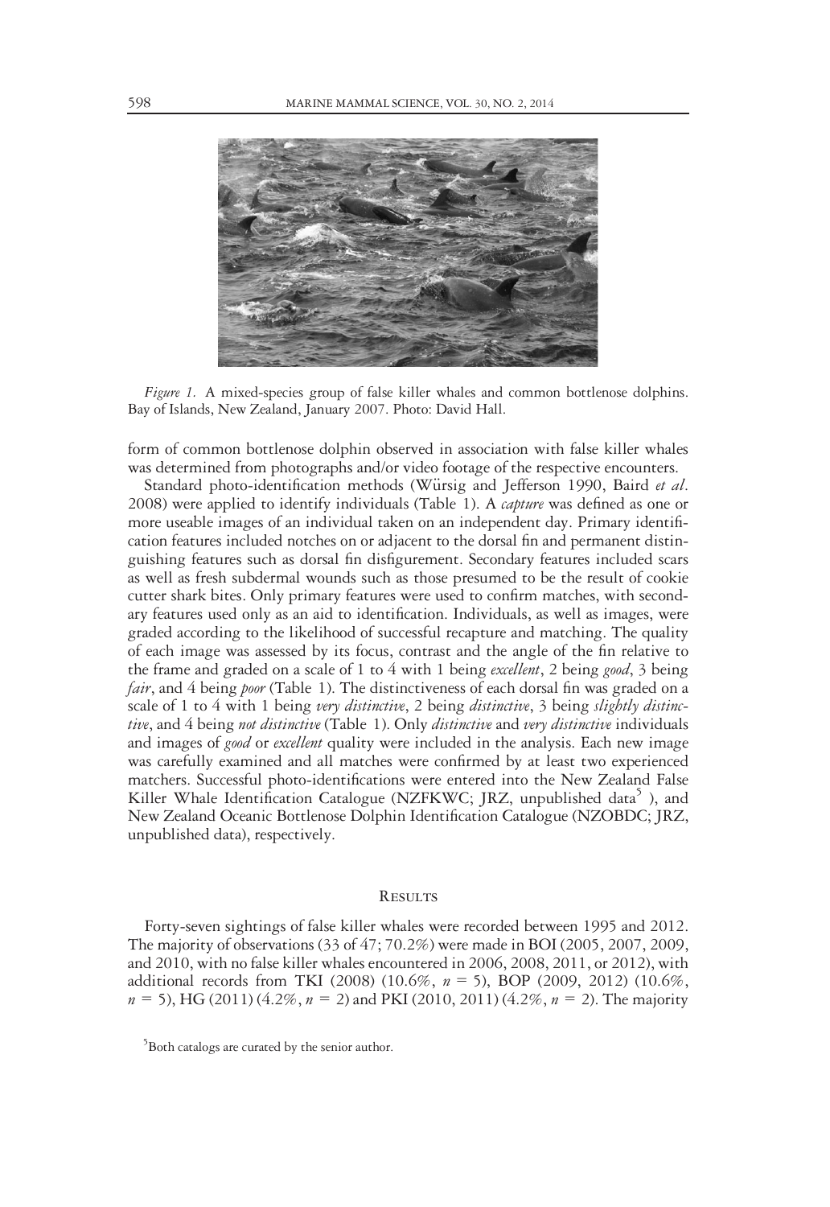*Figure 1.* A mixed-species group of false killer whales and common bottlenose dolphins. Bay of Islands, New Zealand, January 2007. Photo: David Hall.

form of common bottlenose dolphin observed in association with false killer whales was determined from photographs and/or video footage of the respective encounters.

Standard photo-identification methods (Würsig and Jefferson 1990, Baird *et al*. 2008) were applied to identify individuals (Table 1). A *capture* was defined as one or more useable images of an individual taken on an independent day. Primary identification features included notches on or adjacent to the dorsal fin and permanent distinguishing features such as dorsal fin disfigurement. Secondary features included scars as well as fresh subdermal wounds such as those presumed to be the result of cookie cutter shark bites. Only primary features were used to confirm matches, with secondary features used only as an aid to identification. Individuals, as well as images, were graded according to the likelihood of successful recapture and matching. The quality of each image was assessed by its focus, contrast and the angle of the fin relative to the frame and graded on a scale of 1 to 4 with 1 being *excellent*, 2 being *good*, 3 being *fair*, and 4 being *poor* (Table 1). The distinctiveness of each dorsal fin was graded on a scale of 1 to 4 with 1 being *very distinctive*, 2 being *distinctive*, 3 being *slightly distinctive*, and 4 being *not distinctive* (Table 1). Only *distinctive* and *very distinctive* individuals and images of *good* or *excellent* quality were included in the analysis. Each new image was carefully examined and all matches were confirmed by at least two experienced matchers. Successful photo-identifications were entered into the New Zealand False Killer Whale Identification Catalogue (NZFKWC; JRZ, unpublished data[5]), and New Zealand Oceanic Bottlenose Dolphin Identification Catalogue (NZOBDC; JRZ, unpublished data), respectively.

## Results

Forty-seven sightings of false killer whales were recorded between 1995 and 2012. The majority of observations (33 of 47; 70.2%) were made in BOI (2005, 2007, 2009, and 2010, with no false killer whales encountered in 2006, 2008, 2011, or 2012), with additional records from TKI (2008) (10.6%, $n$ = 5), BOP (2009, 2012) (10.6%, $n$ = 5), HG (2011) (4.2%, $n$ = 2) and PKI (2010, 2011) (4.2%, $n$ = 2). The majority

[5]Both catalogs are curated by the senior author.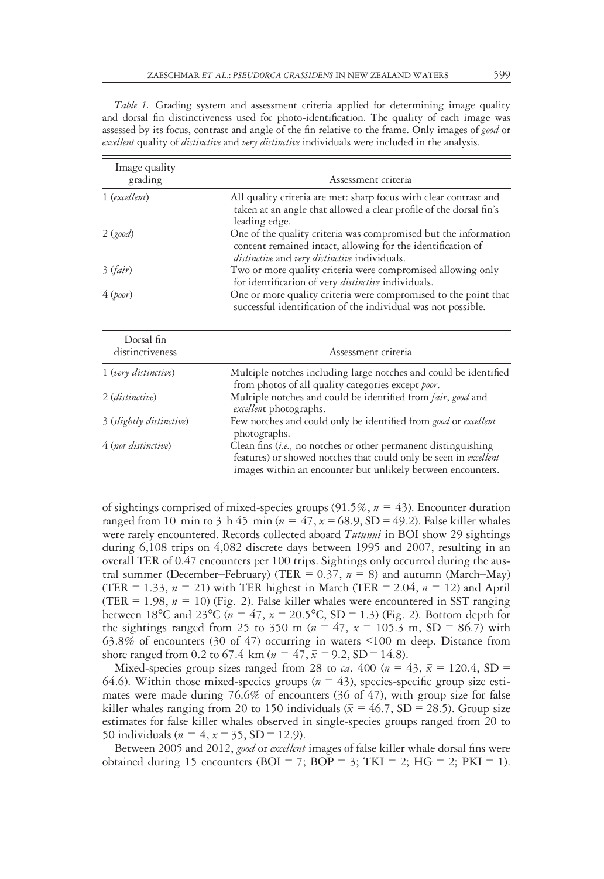*Table 1.* Grading system and assessment criteria applied for determining image quality and dorsal fin distinctiveness used for photo-identification. The quality of each image was assessed by its focus, contrast and angle of the fin relative to the frame. Only images of *good* or *excellent* quality of *distinctive* and *very distinctive* individuals were included in the analysis.

| Image quality grading | Assessment criteria |
|---|---|
| 1 (*excellent*) | All quality criteria are met: sharp focus with clear contrast and taken at an angle that allowed a clear profile of the dorsal fin's leading edge. |
| 2 (*good*) | One of the quality criteria was compromised but the information content remained intact, allowing for the identification of *distinctive* and *very distinctive* individuals. |
| 3 (*fair*) | Two or more quality criteria were compromised allowing only for identification of very *distinctive* individuals. |
| 4 (*poor*) | One or more quality criteria were compromised to the point that successful identification of the individual was not possible. |

| Dorsal fin distinctiveness | Assessment criteria |
|---|---|
| 1 (*very distinctive*) | Multiple notches including large notches and could be identified from photos of all quality categories except *poor*. |
| 2 (*distinctive*) | Multiple notches and could be identified from *fair*, *good* and *excellent* photographs. |
| 3 (*slightly distinctive*) | Few notches and could only be identified from *good* or *excellent* photographs. |
| 4 (*not distinctive*) | Clean fins (*i.e.,* no notches or other permanent distinguishing features) or showed notches that could only be seen in *excellent* images within an encounter but unlikely between encounters. |

of sightings comprised of mixed-species groups (91.5%, $n$ = 43). Encounter duration ranged from 10 min to 3 h 45 min ($n$ = 47, $\bar{x}$ = 68.9, SD = 49.2). False killer whales were rarely encountered. Records collected aboard *Tutunui* in BOI show 29 sightings during 6,108 trips on 4,082 discrete days between 1995 and 2007, resulting in an overall TER of 0.47 encounters per 100 trips. Sightings only occurred during the austral summer (December–February) (TER = 0.37, $n$ = 8) and autumn (March–May) (TER = 1.33, $n$ = 21) with TER highest in March (TER = 2.04, $n$ = 12) and April (TER = 1.98, $n$ = 10) (Fig. 2). False killer whales were encountered in SST ranging between 18°C and 23°C ($n$ = 47, $\bar{x}$ = 20.5°C, SD = 1.3) (Fig. 2). Bottom depth for the sightings ranged from 25 to 350 m ($n$ = 47, $\bar{x}$ = 105.3 m, SD = 86.7) with 63.8% of encounters (30 of 47) occurring in waters <100 m deep. Distance from shore ranged from 0.2 to 67.4 km ($n$ = 47, $\bar{x}$ = 9.2, SD = 14.8).

Mixed-species group sizes ranged from 28 to *ca*. 400 ($n$ = 43, $\bar{x}$ = 120.4, SD = 64.6). Within those mixed-species groups ($n$ = 43), species-specific group size estimates were made during 76.6% of encounters (36 of 47), with group size for false killer whales ranging from 20 to 150 individuals ($\bar{x}$ = 46.7, SD = 28.5). Group size estimates for false killer whales observed in single-species groups ranged from 20 to 50 individuals ($n$ = 4, $\bar{x}$ = 35, SD = 12.9).

Between 2005 and 2012, *good* or *excellent* images of false killer whale dorsal fins were obtained during 15 encounters (BOI = 7; BOP = 3; TKI = 2; HG = 2; PKI = 1).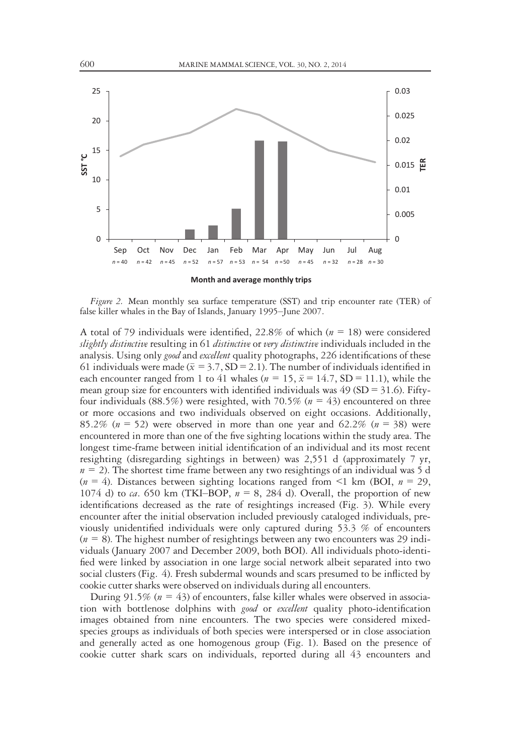*Figure 2.* Mean monthly sea surface temperature (SST) and trip encounter rate (TER) of false killer whales in the Bay of Islands, January 1995–June 2007.

A total of 79 individuals were identified, 22.8% of which ($n$ = 18) were considered *slightly distinctive* resulting in 61 *distinctive* or *very distinctive* individuals included in the analysis. Using only *good* and *excellent* quality photographs, 226 identifications of these 61 individuals were made ($\bar{x}$ = 3.7, SD = 2.1). The number of individuals identified in each encounter ranged from 1 to 41 whales ($n$ = 15, $\bar{x}$ = 14.7, SD = 11.1), while the mean group size for encounters with identified individuals was 49 (SD = 31.6). Fifty-four individuals (88.5%) were resighted, with 70.5% ($n$ = 43) encountered on three or more occasions and two individuals observed on eight occasions. Additionally, 85.2% ($n$ = 52) were observed in more than one year and 62.2% ($n$ = 38) were encountered in more than one of the five sighting locations within the study area. The longest time-frame between initial identification of an individual and its most recent resighting (disregarding sightings in between) was 2,551 d (approximately 7 yr, $n$ = 2). The shortest time frame between any two resightings of an individual was 5 d ($n$ = 4). Distances between sighting locations ranged from <1 km (BOI, $n$ = 29, 1074 d) to *ca*. 650 km (TKI–BOP, $n$ = 8, 284 d). Overall, the proportion of new identifications decreased as the rate of resightings increased (Fig. 3). While every encounter after the initial observation included previously cataloged individuals, previously unidentified individuals were only captured during 53.3 % of encounters ($n$ = 8). The highest number of resightings between any two encounters was 29 individuals (January 2007 and December 2009, both BOI). All individuals photo-identified were linked by association in one large social network albeit separated into two social clusters (Fig. 4). Fresh subdermal wounds and scars presumed to be inflicted by cookie cutter sharks were observed on individuals during all encounters.

During 91.5% ($n$ = 43) of encounters, false killer whales were observed in association with bottlenose dolphins with *good* or *excellent* quality photo-identification images obtained from nine encounters. The two species were considered mixed-species groups as individuals of both species were interspersed or in close association and generally acted as one homogenous group (Fig. 1). Based on the presence of cookie cutter shark scars on individuals, reported during all 43 encounters and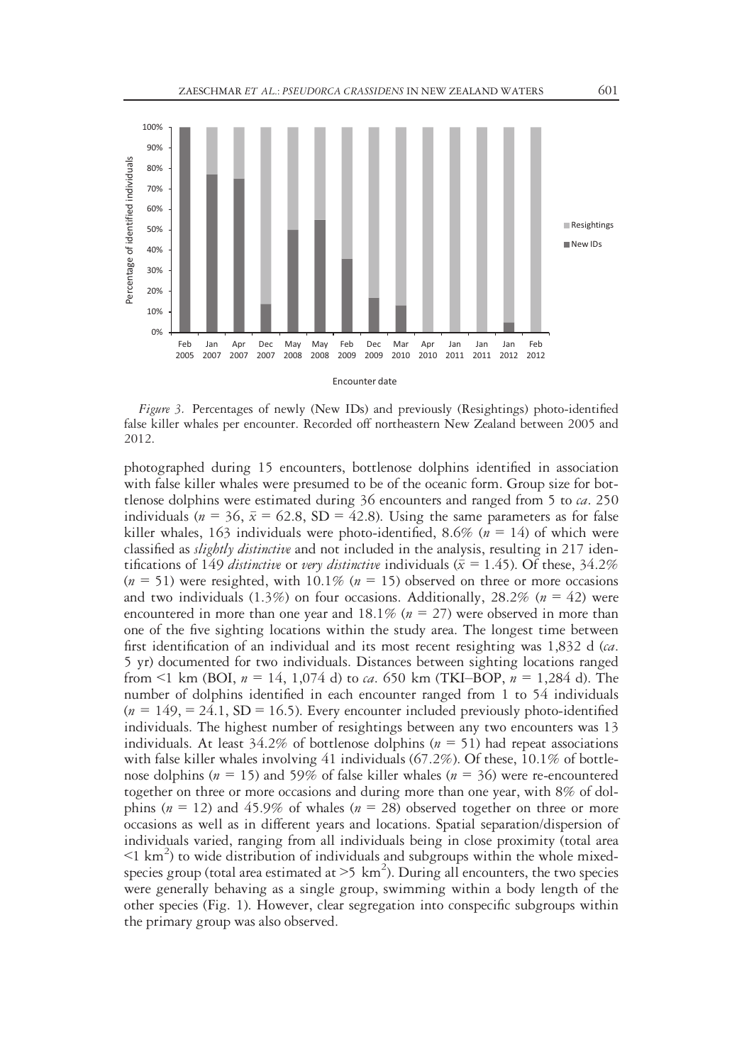*Figure 3.* Percentages of newly (New IDs) and previously (Resightings) photo-identified false killer whales per encounter. Recorded off northeastern New Zealand between 2005 and 2012.

photographed during 15 encounters, bottlenose dolphins identified in association with false killer whales were presumed to be of the oceanic form. Group size for bottlenose dolphins were estimated during 36 encounters and ranged from 5 to *ca*. 250 individuals ($n$ = 36, $\bar{x}$ = 62.8, SD = 42.8). Using the same parameters as for false killer whales, 163 individuals were photo-identified, 8.6% ($n$ = 14) of which were classified as *slightly distinctive* and not included in the analysis, resulting in 217 identifications of 149 *distinctive* or *very distinctive* individuals ($\bar{x}$ = 1.45). Of these, 34.2% ($n$ = 51) were resighted, with 10.1% ($n$ = 15) observed on three or more occasions and two individuals (1.3%) on four occasions. Additionally, 28.2% ($n$ = 42) were encountered in more than one year and 18.1% ($n$ = 27) were observed in more than one of the five sighting locations within the study area. The longest time between first identification of an individual and its most recent resighting was 1,832 d (*ca*. 5 yr) documented for two individuals. Distances between sighting locations ranged from <1 km (BOI, $n$ = 14, 1,074 d) to *ca*. 650 km (TKI–BOP, $n$ = 1,284 d). The number of dolphins identified in each encounter ranged from 1 to 54 individuals ($n$ = 149, = 24.1, SD = 16.5). Every encounter included previously photo-identified individuals. The highest number of resightings between any two encounters was 13 individuals. At least 34.2% of bottlenose dolphins ($n$ = 51) had repeat associations with false killer whales involving 41 individuals (67.2%). Of these, 10.1% of bottlenose dolphins ($n$ = 15) and 59% of false killer whales ($n$ = 36) were re-encountered together on three or more occasions and during more than one year, with 8% of dolphins ($n$ = 12) and 45.9% of whales ($n$ = 28) observed together on three or more occasions as well as in different years and locations. Spatial separation/dispersion of individuals varied, ranging from all individuals being in close proximity (total area <1 km$^2$) to wide distribution of individuals and subgroups within the whole mixed-species group (total area estimated at >5 km$^2$). During all encounters, the two species were generally behaving as a single group, swimming within a body length of the other species (Fig. 1). However, clear segregation into conspecific subgroups within the primary group was also observed.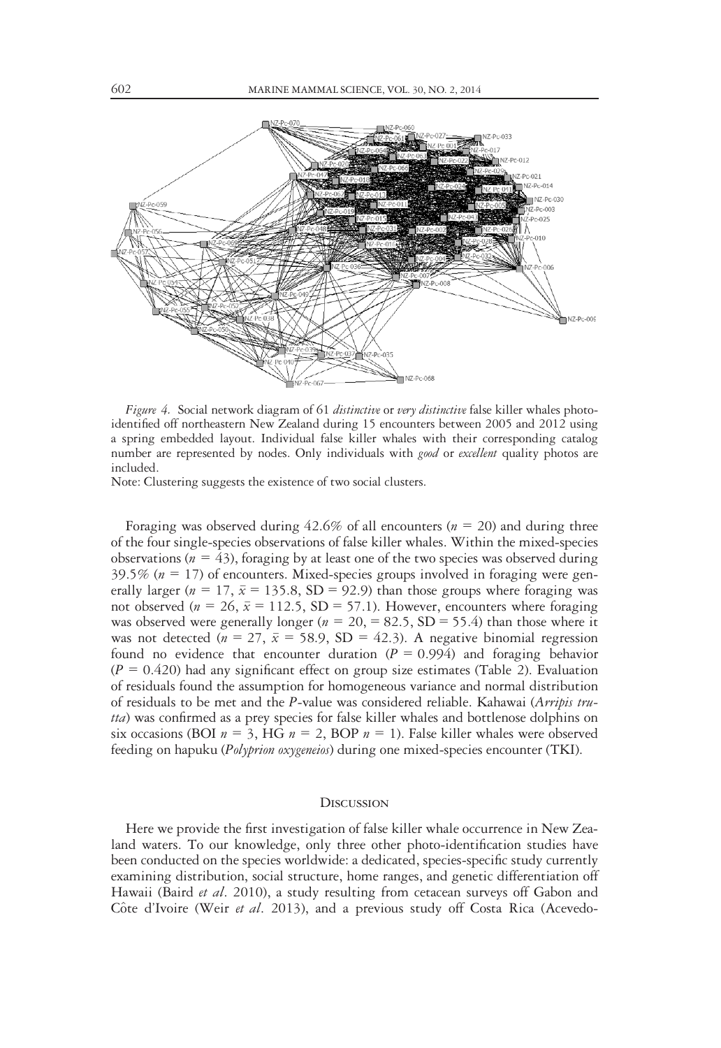*Figure 4.* Social network diagram of 61 *distinctive* or *very distinctive* false killer whales photo-identified off northeastern New Zealand during 15 encounters between 2005 and 2012 using a spring embedded layout. Individual false killer whales with their corresponding catalog number are represented by nodes. Only individuals with *good* or *excellent* quality photos are included.

Note: Clustering suggests the existence of two social clusters.

Foraging was observed during 42.6% of all encounters ($n$ = 20) and during three of the four single-species observations of false killer whales. Within the mixed-species observations ($n$ = 43), foraging by at least one of the two species was observed during 39.5% ($n$ = 17) of encounters. Mixed-species groups involved in foraging were generally larger ($n$ = 17, $\bar{x}$ = 135.8, SD = 92.9) than those groups where foraging was not observed ($n$ = 26, $\bar{x}$ = 112.5, SD = 57.1). However, encounters where foraging was observed were generally longer ($n$ = 20, = 82.5, SD = 55.4) than those where it was not detected ($n$ = 27, $\bar{x}$ = 58.9, SD = 42.3). A negative binomial regression found no evidence that encounter duration ($P$ = 0.994) and foraging behavior ($P$ = 0.420) had any significant effect on group size estimates (Table 2). Evaluation of residuals found the assumption for homogeneous variance and normal distribution of residuals to be met and the $P$-value was considered reliable. Kahawai (*Arripis trutta*) was confirmed as a prey species for false killer whales and bottlenose dolphins on six occasions (BOI $n$ = 3, HG $n$ = 2, BOP $n$ = 1). False killer whales were observed feeding on hapuku (*Polyprion oxygeneios*) during one mixed-species encounter (TKI).

## Discussion

Here we provide the first investigation of false killer whale occurrence in New Zealand waters. To our knowledge, only three other photo-identification studies have been conducted on the species worldwide: a dedicated, species-specific study currently examining distribution, social structure, home ranges, and genetic differentiation off Hawaii (Baird *et al*. 2010), a study resulting from cetacean surveys off Gabon and Côte d'Ivoire (Weir *et al*. 2013), and a previous study off Costa Rica (Acevedo-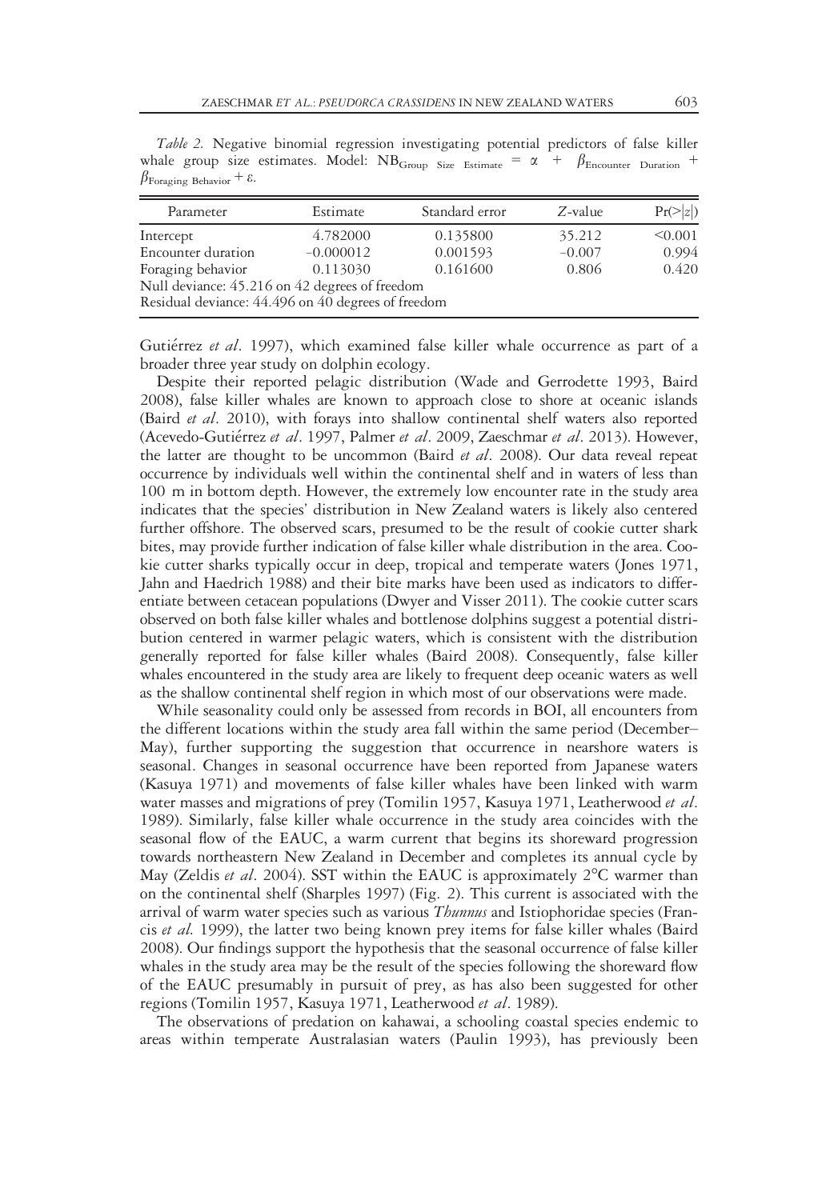*Table 2.* Negative binomial regression investigating potential predictors of false killer whale group size estimates. Model: $NB_{\text{Group Size Estimate}} = \alpha + \beta_{\text{Encounter Duration}} + \beta_{\text{Foraging Behavior}} + \varepsilon$.

| Parameter | Estimate | Standard error | $Z$-value | $\Pr(>\|z\|)$ |
|---|---|---|---|---|
| Intercept | 4.782000 | 0.135800 | 35.212 | <0.001 |
| Encounter duration | −0.000012 | 0.001593 | −0.007 | 0.994 |
| Foraging behavior | 0.113030 | 0.161600 | 0.806 | 0.420 |
| Null deviance: 45.216 on 42 degrees of freedom | | | | |
| Residual deviance: 44.496 on 40 degrees of freedom | | | | |

Gutiérrez *et al*. 1997), which examined false killer whale occurrence as part of a broader three year study on dolphin ecology.

Despite their reported pelagic distribution (Wade and Gerrodette 1993, Baird 2008), false killer whales are known to approach close to shore at oceanic islands (Baird *et al*. 2010), with forays into shallow continental shelf waters also reported (Acevedo-Gutiérrez *et al*. 1997, Palmer *et al*. 2009, Zaeschmar *et al*. 2013). However, the latter are thought to be uncommon (Baird *et al*. 2008). Our data reveal repeat occurrence by individuals well within the continental shelf and in waters of less than 100 m in bottom depth. However, the extremely low encounter rate in the study area indicates that the species' distribution in New Zealand waters is likely also centered further offshore. The observed scars, presumed to be the result of cookie cutter shark bites, may provide further indication of false killer whale distribution in the area. Cookie cutter sharks typically occur in deep, tropical and temperate waters (Jones 1971, Jahn and Haedrich 1988) and their bite marks have been used as indicators to differentiate between cetacean populations (Dwyer and Visser 2011). The cookie cutter scars observed on both false killer whales and bottlenose dolphins suggest a potential distribution centered in warmer pelagic waters, which is consistent with the distribution generally reported for false killer whales (Baird 2008). Consequently, false killer whales encountered in the study area are likely to frequent deep oceanic waters as well as the shallow continental shelf region in which most of our observations were made.

While seasonality could only be assessed from records in BOI, all encounters from the different locations within the study area fall within the same period (December–May), further supporting the suggestion that occurrence in nearshore waters is seasonal. Changes in seasonal occurrence have been reported from Japanese waters (Kasuya 1971) and movements of false killer whales have been linked with warm water masses and migrations of prey (Tomilin 1957, Kasuya 1971, Leatherwood *et al*. 1989). Similarly, false killer whale occurrence in the study area coincides with the seasonal flow of the EAUC, a warm current that begins its shoreward progression towards northeastern New Zealand in December and completes its annual cycle by May (Zeldis *et al*. 2004). SST within the EAUC is approximately 2°C warmer than on the continental shelf (Sharples 1997) (Fig. 2). This current is associated with the arrival of warm water species such as various *Thunnus* and Istiophoridae species (Francis *et al.* 1999), the latter two being known prey items for false killer whales (Baird 2008). Our findings support the hypothesis that the seasonal occurrence of false killer whales in the study area may be the result of the species following the shoreward flow of the EAUC presumably in pursuit of prey, as has also been suggested for other regions (Tomilin 1957, Kasuya 1971, Leatherwood *et al*. 1989).

The observations of predation on kahawai, a schooling coastal species endemic to areas within temperate Australasian waters (Paulin 1993), has previously been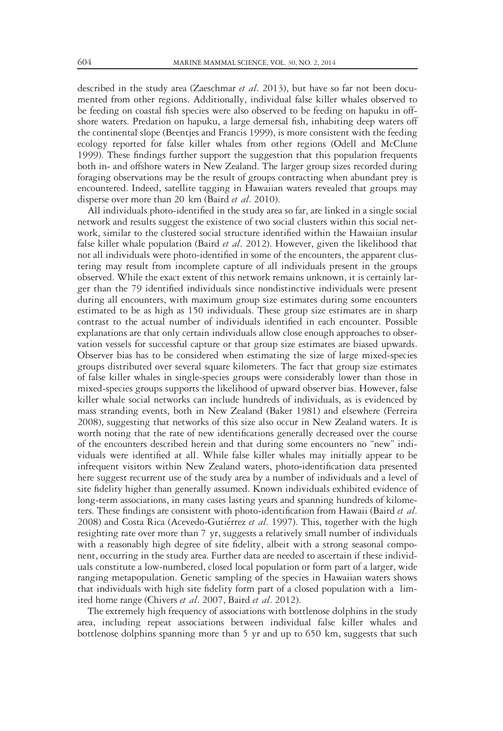described in the study area (Zaeschmar *et al*. 2013), but have so far not been documented from other regions. Additionally, individual false killer whales observed to be feeding on coastal fish species were also observed to be feeding on hapuku in offshore waters. Predation on hapuku, a large demersal fish, inhabiting deep waters off the continental slope (Beentjes and Francis 1999), is more consistent with the feeding ecology reported for false killer whales from other regions (Odell and McClune 1999). These findings further support the suggestion that this population frequents both in- and offshore waters in New Zealand. The larger group sizes recorded during foraging observations may be the result of groups contracting when abundant prey is encountered. Indeed, satellite tagging in Hawaiian waters revealed that groups may disperse over more than 20 km (Baird *et al*. 2010).

All individuals photo-identified in the study area so far, are linked in a single social network and results suggest the existence of two social clusters within this social network, similar to the clustered social structure identified within the Hawaiian insular false killer whale population (Baird *et al*. 2012). However, given the likelihood that not all individuals were photo-identified in some of the encounters, the apparent clustering may result from incomplete capture of all individuals present in the groups observed. While the exact extent of this network remains unknown, it is certainly larger than the 79 identified individuals since nondistinctive individuals were present during all encounters, with maximum group size estimates during some encounters estimated to be as high as 150 individuals. These group size estimates are in sharp contrast to the actual number of individuals identified in each encounter. Possible explanations are that only certain individuals allow close enough approaches to observation vessels for successful capture or that group size estimates are biased upwards. Observer bias has to be considered when estimating the size of large mixed-species groups distributed over several square kilometers. The fact that group size estimates of false killer whales in single-species groups were considerably lower than those in mixed-species groups supports the likelihood of upward observer bias. However, false killer whale social networks can include hundreds of individuals, as is evidenced by mass stranding events, both in New Zealand (Baker 1981) and elsewhere (Ferreira 2008), suggesting that networks of this size also occur in New Zealand waters. It is worth noting that the rate of new identifications generally decreased over the course of the encounters described herein and that during some encounters no "new" individuals were identified at all. While false killer whales may initially appear to be infrequent visitors within New Zealand waters, photo-identification data presented here suggest recurrent use of the study area by a number of individuals and a level of site fidelity higher than generally assumed. Known individuals exhibited evidence of long-term associations, in many cases lasting years and spanning hundreds of kilometers. These findings are consistent with photo-identification from Hawaii (Baird *et al*. 2008) and Costa Rica (Acevedo-Gutiérrez *et al*. 1997). This, together with the high resighting rate over more than 7 yr, suggests a relatively small number of individuals with a reasonably high degree of site fidelity, albeit with a strong seasonal component, occurring in the study area. Further data are needed to ascertain if these individuals constitute a low-numbered, closed local population or form part of a larger, wide ranging metapopulation. Genetic sampling of the species in Hawaiian waters shows that individuals with high site fidelity form part of a closed population with a limited home range (Chivers *et al*. 2007, Baird *et al*. 2012).

The extremely high frequency of associations with bottlenose dolphins in the study area, including repeat associations between individual false killer whales and bottlenose dolphins spanning more than 5 yr and up to 650 km, suggests that such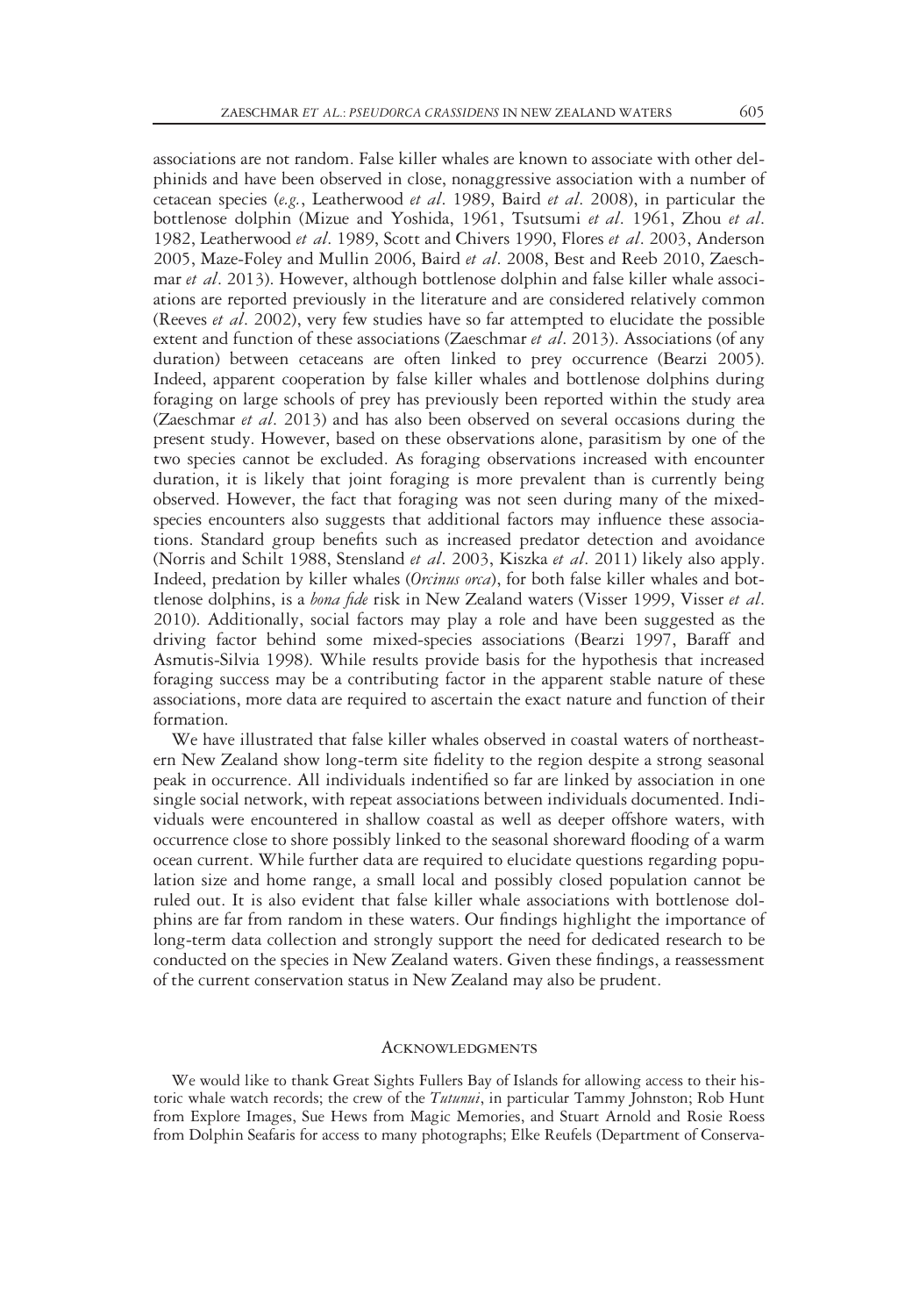associations are not random. False killer whales are known to associate with other delphinids and have been observed in close, nonaggressive association with a number of cetacean species (*e.g.*, Leatherwood *et al*. 1989, Baird *et al*. 2008), in particular the bottlenose dolphin (Mizue and Yoshida, 1961, Tsutsumi *et al*. 1961, Zhou *et al*. 1982, Leatherwood *et al*. 1989, Scott and Chivers 1990, Flores *et al*. 2003, Anderson 2005, Maze-Foley and Mullin 2006, Baird *et al*. 2008, Best and Reeb 2010, Zaeschmar *et al*. 2013). However, although bottlenose dolphin and false killer whale associations are reported previously in the literature and are considered relatively common (Reeves *et al*. 2002), very few studies have so far attempted to elucidate the possible extent and function of these associations (Zaeschmar *et al*. 2013). Associations (of any duration) between cetaceans are often linked to prey occurrence (Bearzi 2005). Indeed, apparent cooperation by false killer whales and bottlenose dolphins during foraging on large schools of prey has previously been reported within the study area (Zaeschmar *et al*. 2013) and has also been observed on several occasions during the present study. However, based on these observations alone, parasitism by one of the two species cannot be excluded. As foraging observations increased with encounter duration, it is likely that joint foraging is more prevalent than is currently being observed. However, the fact that foraging was not seen during many of the mixed-species encounters also suggests that additional factors may influence these associations. Standard group benefits such as increased predator detection and avoidance (Norris and Schilt 1988, Stensland *et al*. 2003, Kiszka *et al*. 2011) likely also apply. Indeed, predation by killer whales (*Orcinus orca*), for both false killer whales and bottlenose dolphins, is a *bona fide* risk in New Zealand waters (Visser 1999, Visser *et al*. 2010). Additionally, social factors may play a role and have been suggested as the driving factor behind some mixed-species associations (Bearzi 1997, Baraff and Asmutis-Silvia 1998). While results provide basis for the hypothesis that increased foraging success may be a contributing factor in the apparent stable nature of these associations, more data are required to ascertain the exact nature and function of their formation.

We have illustrated that false killer whales observed in coastal waters of northeastern New Zealand show long-term site fidelity to the region despite a strong seasonal peak in occurrence. All individuals indentified so far are linked by association in one single social network, with repeat associations between individuals documented. Individuals were encountered in shallow coastal as well as deeper offshore waters, with occurrence close to shore possibly linked to the seasonal shoreward flooding of a warm ocean current. While further data are required to elucidate questions regarding population size and home range, a small local and possibly closed population cannot be ruled out. It is also evident that false killer whale associations with bottlenose dolphins are far from random in these waters. Our findings highlight the importance of long-term data collection and strongly support the need for dedicated research to be conducted on the species in New Zealand waters. Given these findings, a reassessment of the current conservation status in New Zealand may also be prudent.

## Acknowledgments

We would like to thank Great Sights Fullers Bay of Islands for allowing access to their historic whale watch records; the crew of the *Tutunui*, in particular Tammy Johnston; Rob Hunt from Explore Images, Sue Hews from Magic Memories, and Stuart Arnold and Rosie Roess from Dolphin Seafaris for access to many photographs; Elke Reufels (Department of Conserva-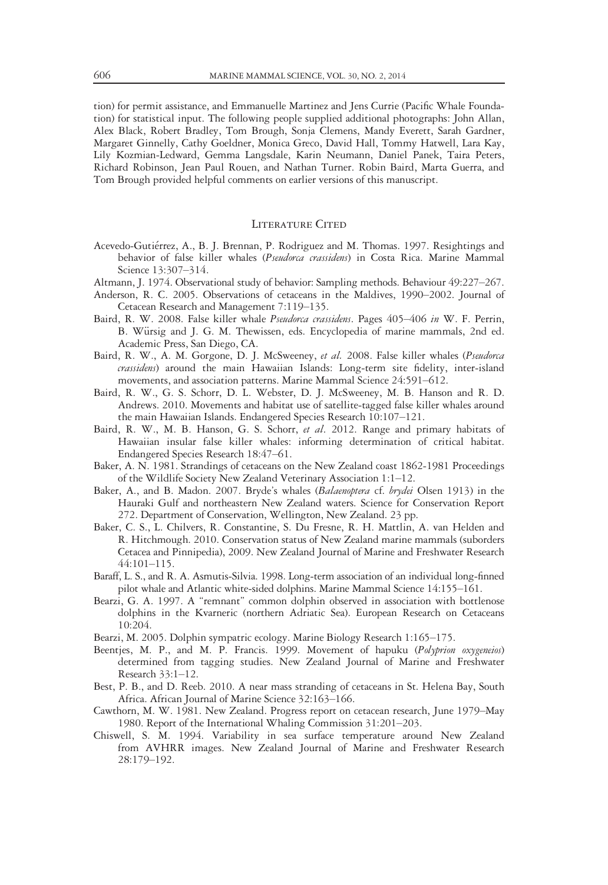tion) for permit assistance, and Emmanuelle Martinez and Jens Currie (Pacific Whale Foundation) for statistical input. The following people supplied additional photographs: John Allan, Alex Black, Robert Bradley, Tom Brough, Sonja Clemens, Mandy Everett, Sarah Gardner, Margaret Ginnelly, Cathy Goeldner, Monica Greco, David Hall, Tommy Hatwell, Lara Kay, Lily Kozmian-Ledward, Gemma Langsdale, Karin Neumann, Daniel Panek, Taira Peters, Richard Robinson, Jean Paul Rouen, and Nathan Turner. Robin Baird, Marta Guerra, and Tom Brough provided helpful comments on earlier versions of this manuscript.

## Literature Cited

Acevedo-Gutiérrez, A., B. J. Brennan, P. Rodriguez and M. Thomas. 1997. Resightings and behavior of false killer whales (*Pseudorca crassidens*) in Costa Rica. Marine Mammal Science 13:307–314.

Altmann, J. 1974. Observational study of behavior: Sampling methods. Behaviour 49:227–267.

Anderson, R. C. 2005. Observations of cetaceans in the Maldives, 1990–2002. Journal of Cetacean Research and Management 7:119–135.

Baird, R. W. 2008. False killer whale *Pseudorca crassidens*. Pages 405–406 *in* W. F. Perrin, B. Würsig and J. G. M. Thewissen, eds. Encyclopedia of marine mammals, 2nd ed. Academic Press, San Diego, CA.

Baird, R. W., A. M. Gorgone, D. J. McSweeney, *et al*. 2008. False killer whales (*Pseudorca crassidens*) around the main Hawaiian Islands: Long-term site fidelity, inter-island movements, and association patterns. Marine Mammal Science 24:591–612.

Baird, R. W., G. S. Schorr, D. L. Webster, D. J. McSweeney, M. B. Hanson and R. D. Andrews. 2010. Movements and habitat use of satellite-tagged false killer whales around the main Hawaiian Islands. Endangered Species Research 10:107–121.

Baird, R. W., M. B. Hanson, G. S. Schorr, *et al*. 2012. Range and primary habitats of Hawaiian insular false killer whales: informing determination of critical habitat. Endangered Species Research 18:47–61.

Baker, A. N. 1981. Strandings of cetaceans on the New Zealand coast 1862-1981 Proceedings of the Wildlife Society New Zealand Veterinary Association 1:1–12.

Baker, A., and B. Madon. 2007. Bryde's whales (*Balaenoptera* cf. *brydei* Olsen 1913) in the Hauraki Gulf and northeastern New Zealand waters. Science for Conservation Report 272. Department of Conservation, Wellington, New Zealand. 23 pp.

Baker, C. S., L. Chilvers, R. Constantine, S. Du Fresne, R. H. Mattlin, A. van Helden and R. Hitchmough. 2010. Conservation status of New Zealand marine mammals (suborders Cetacea and Pinnipedia), 2009. New Zealand Journal of Marine and Freshwater Research 44:101–115.

Baraff, L. S., and R. A. Asmutis-Silvia. 1998. Long-term association of an individual long-finned pilot whale and Atlantic white-sided dolphins. Marine Mammal Science 14:155–161.

Bearzi, G. A. 1997. A "remnant" common dolphin observed in association with bottlenose dolphins in the Kvarneric (northern Adriatic Sea). European Research on Cetaceans 10:204.

Bearzi, M. 2005. Dolphin sympatric ecology. Marine Biology Research 1:165–175.

Beentjes, M. P., and M. P. Francis. 1999. Movement of hapuku (*Polyprion oxygeneios*) determined from tagging studies. New Zealand Journal of Marine and Freshwater Research 33:1–12.

Best, P. B., and D. Reeb. 2010. A near mass stranding of cetaceans in St. Helena Bay, South Africa. African Journal of Marine Science 32:163–166.

Cawthorn, M. W. 1981. New Zealand. Progress report on cetacean research, June 1979–May 1980. Report of the International Whaling Commission 31:201–203.

Chiswell, S. M. 1994. Variability in sea surface temperature around New Zealand from AVHRR images. New Zealand Journal of Marine and Freshwater Research 28:179–192.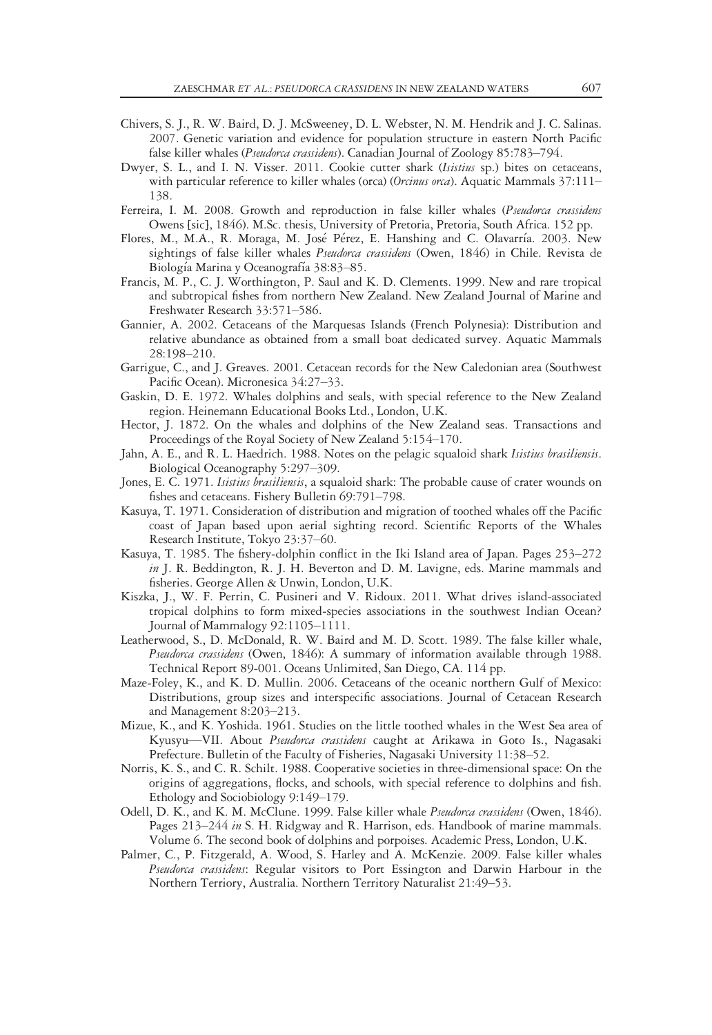Chivers, S. J., R. W. Baird, D. J. McSweeney, D. L. Webster, N. M. Hendrik and J. C. Salinas. 2007. Genetic variation and evidence for population structure in eastern North Pacific false killer whales (*Pseudorca crassidens*). Canadian Journal of Zoology 85:783–794.

Dwyer, S. L., and I. N. Visser. 2011. Cookie cutter shark (*Isistius* sp.) bites on cetaceans, with particular reference to killer whales (orca) (*Orcinus orca*). Aquatic Mammals 37:111–138.

Ferreira, I. M. 2008. Growth and reproduction in false killer whales (*Pseudorca crassidens* Owens [sic], 1846). M.Sc. thesis, University of Pretoria, Pretoria, South Africa. 152 pp.

Flores, M., M.A., R. Moraga, M. José Pérez, E. Hanshing and C. Olavarría. 2003. New sightings of false killer whales *Pseudorca crassidens* (Owen, 1846) in Chile. Revista de Biología Marina y Oceanografía 38:83–85.

Francis, M. P., C. J. Worthington, P. Saul and K. D. Clements. 1999. New and rare tropical and subtropical fishes from northern New Zealand. New Zealand Journal of Marine and Freshwater Research 33:571–586.

Gannier, A. 2002. Cetaceans of the Marquesas Islands (French Polynesia): Distribution and relative abundance as obtained from a small boat dedicated survey. Aquatic Mammals 28:198–210.

Garrigue, C., and J. Greaves. 2001. Cetacean records for the New Caledonian area (Southwest Pacific Ocean). Micronesica 34:27–33.

Gaskin, D. E. 1972. Whales dolphins and seals, with special reference to the New Zealand region. Heinemann Educational Books Ltd., London, U.K.

Hector, J. 1872. On the whales and dolphins of the New Zealand seas. Transactions and Proceedings of the Royal Society of New Zealand 5:154–170.

Jahn, A. E., and R. L. Haedrich. 1988. Notes on the pelagic squaloid shark *Isistius brasiliensis*. Biological Oceanography 5:297–309.

Jones, E. C. 1971. *Isistius brasiliensis*, a squaloid shark: The probable cause of crater wounds on fishes and cetaceans. Fishery Bulletin 69:791–798.

Kasuya, T. 1971. Consideration of distribution and migration of toothed whales off the Pacific coast of Japan based upon aerial sighting record. Scientific Reports of the Whales Research Institute, Tokyo 23:37–60.

Kasuya, T. 1985. The fishery-dolphin conflict in the Iki Island area of Japan. Pages 253–272 *in* J. R. Beddington, R. J. H. Beverton and D. M. Lavigne, eds. Marine mammals and fisheries. George Allen & Unwin, London, U.K.

Kiszka, J., W. F. Perrin, C. Pusineri and V. Ridoux. 2011. What drives island-associated tropical dolphins to form mixed-species associations in the southwest Indian Ocean? Journal of Mammalogy 92:1105–1111.

Leatherwood, S., D. McDonald, R. W. Baird and M. D. Scott. 1989. The false killer whale, *Pseudorca crassidens* (Owen, 1846): A summary of information available through 1988. Technical Report 89-001. Oceans Unlimited, San Diego, CA. 114 pp.

Maze-Foley, K., and K. D. Mullin. 2006. Cetaceans of the oceanic northern Gulf of Mexico: Distributions, group sizes and interspecific associations. Journal of Cetacean Research and Management 8:203–213.

Mizue, K., and K. Yoshida. 1961. Studies on the little toothed whales in the West Sea area of Kyusyu—VII. About *Pseudorca crassidens* caught at Arikawa in Goto Is., Nagasaki Prefecture. Bulletin of the Faculty of Fisheries, Nagasaki University 11:38–52.

Norris, K. S., and C. R. Schilt. 1988. Cooperative societies in three-dimensional space: On the origins of aggregations, flocks, and schools, with special reference to dolphins and fish. Ethology and Sociobiology 9:149–179.

Odell, D. K., and K. M. McClune. 1999. False killer whale *Pseudorca crassidens* (Owen, 1846). Pages 213–244 *in* S. H. Ridgway and R. Harrison, eds. Handbook of marine mammals. Volume 6. The second book of dolphins and porpoises. Academic Press, London, U.K.

Palmer, C., P. Fitzgerald, A. Wood, S. Harley and A. McKenzie. 2009. False killer whales *Pseudorca crassidens*: Regular visitors to Port Essington and Darwin Harbour in the Northern Terriory, Australia. Northern Territory Naturalist 21:49–53.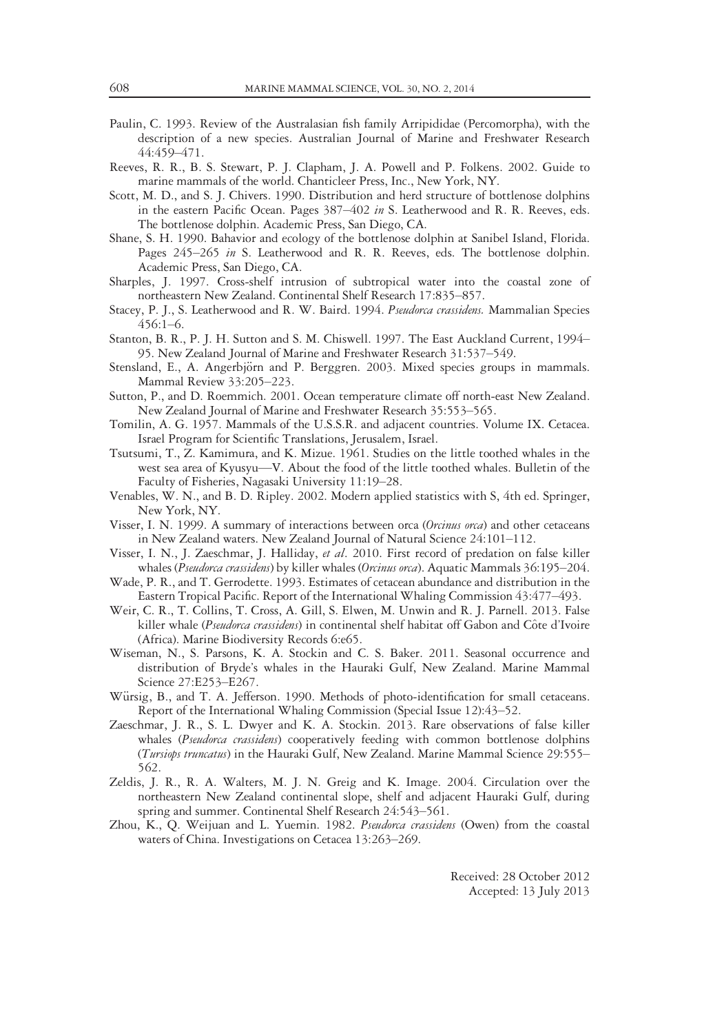Paulin, C. 1993. Review of the Australasian fish family Arripididae (Percomorpha), with the description of a new species. Australian Journal of Marine and Freshwater Research 44:459–471.

Reeves, R. R., B. S. Stewart, P. J. Clapham, J. A. Powell and P. Folkens. 2002. Guide to marine mammals of the world. Chanticleer Press, Inc., New York, NY.

Scott, M. D., and S. J. Chivers. 1990. Distribution and herd structure of bottlenose dolphins in the eastern Pacific Ocean. Pages 387–402 *in* S. Leatherwood and R. R. Reeves, eds. The bottlenose dolphin. Academic Press, San Diego, CA.

Shane, S. H. 1990. Bahavior and ecology of the bottlenose dolphin at Sanibel Island, Florida. Pages 245–265 *in* S. Leatherwood and R. R. Reeves, eds. The bottlenose dolphin. Academic Press, San Diego, CA.

Sharples, J. 1997. Cross-shelf intrusion of subtropical water into the coastal zone of northeastern New Zealand. Continental Shelf Research 17:835–857.

Stacey, P. J., S. Leatherwood and R. W. Baird. 1994. *Pseudorca crassidens.* Mammalian Species 456:1–6.

Stanton, B. R., P. J. H. Sutton and S. M. Chiswell. 1997. The East Auckland Current, 1994–95. New Zealand Journal of Marine and Freshwater Research 31:537–549.

Stensland, E., A. Angerbjörn and P. Berggren. 2003. Mixed species groups in mammals. Mammal Review 33:205–223.

Sutton, P., and D. Roemmich. 2001. Ocean temperature climate off north-east New Zealand. New Zealand Journal of Marine and Freshwater Research 35:553–565.

Tomilin, A. G. 1957. Mammals of the U.S.S.R. and adjacent countries. Volume IX. Cetacea. Israel Program for Scientific Translations, Jerusalem, Israel.

Tsutsumi, T., Z. Kamimura, and K. Mizue. 1961. Studies on the little toothed whales in the west sea area of Kyusyu—V. About the food of the little toothed whales. Bulletin of the Faculty of Fisheries, Nagasaki University 11:19–28.

Venables, W. N., and B. D. Ripley. 2002. Modern applied statistics with S, 4th ed. Springer, New York, NY.

Visser, I. N. 1999. A summary of interactions between orca (*Orcinus orca*) and other cetaceans in New Zealand waters. New Zealand Journal of Natural Science 24:101–112.

Visser, I. N., J. Zaeschmar, J. Halliday, *et al*. 2010. First record of predation on false killer whales (*Pseudorca crassidens*) by killer whales (*Orcinus orca*). Aquatic Mammals 36:195–204.

Wade, P. R., and T. Gerrodette. 1993. Estimates of cetacean abundance and distribution in the Eastern Tropical Pacific. Report of the International Whaling Commission 43:477–493.

Weir, C. R., T. Collins, T. Cross, A. Gill, S. Elwen, M. Unwin and R. J. Parnell. 2013. False killer whale (*Pseudorca crassidens*) in continental shelf habitat off Gabon and Côte d'Ivoire (Africa). Marine Biodiversity Records 6:e65.

Wiseman, N., S. Parsons, K. A. Stockin and C. S. Baker. 2011. Seasonal occurrence and distribution of Bryde's whales in the Hauraki Gulf, New Zealand. Marine Mammal Science 27:E253–E267.

Würsig, B., and T. A. Jefferson. 1990. Methods of photo-identification for small cetaceans. Report of the International Whaling Commission (Special Issue 12):43–52.

Zaeschmar, J. R., S. L. Dwyer and K. A. Stockin. 2013. Rare observations of false killer whales (*Pseudorca crassidens*) cooperatively feeding with common bottlenose dolphins (*Tursiops truncatus*) in the Hauraki Gulf, New Zealand. Marine Mammal Science 29:555–562.

Zeldis, J. R., R. A. Walters, M. J. N. Greig and K. Image. 2004. Circulation over the northeastern New Zealand continental slope, shelf and adjacent Hauraki Gulf, during spring and summer. Continental Shelf Research 24:543–561.

Zhou, K., Q. Weijuan and L. Yuemin. 1982. *Pseudorca crassidens* (Owen) from the coastal waters of China. Investigations on Cetacea 13:263–269.

Received: 28 October 2012
Accepted: 13 July 2013